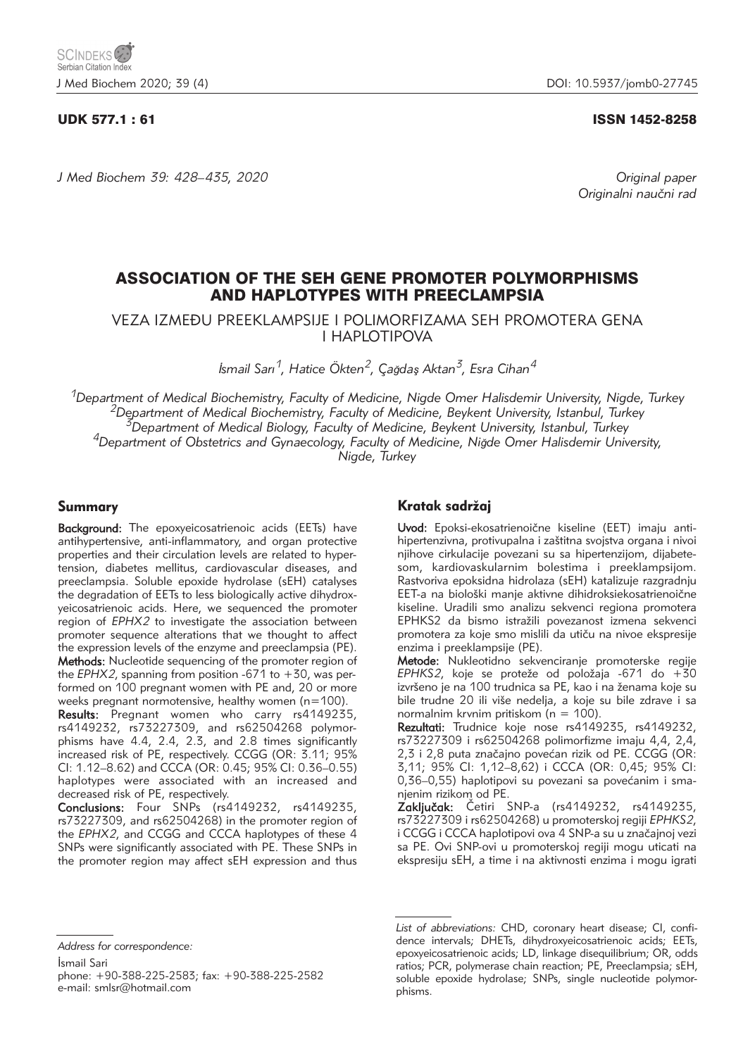UDK 577.1 : 61 ISSN 1452-8258

*Original paper*
*Originalni naučni rad*

# ASSOCIATION OF THE SEH GENE PROMOTER POLYMORPHISMS AND HAPLOTYPES WITH PREECLAMPSIA

## VEZA IZMEĐU PREEKLAMPSIJE I POLIMORFIZAMA SEH PROMOTERA GENA I HAPLOTIPOVA

*İsmail Sarı[1], Hatice Ökten[2], Çağdaş Aktan[3], Esra Cihan[4]*

*[1]Department of Medical Biochemistry, Faculty of Medicine, Nigde Omer Halisdemir University, Nigde, Turkey*
*[2]Department of Medical Biochemistry, Faculty of Medicine, Beykent University, Istanbul, Turkey*
*[3]Department of Medical Biology, Faculty of Medicine, Beykent University, Istanbul, Turkey*
*[4]Department of Obstetrics and Gynaecology, Faculty of Medicine, Niğde Omer Halisdemir University, Nigde, Turkey*

### Summary

**Background:** The epoxyeicosatrienoic acids (EETs) have antihypertensive, anti-inflammatory, and organ protective properties and their circulation levels are related to hypertension, diabetes mellitus, cardiovascular diseases, and preeclampsia. Soluble epoxide hydrolase (sEH) catalyses the degradation of EETs to less biologically active dihydroxyeicosatrienoic acids. Here, we sequenced the promoter region of *EPHX2* to investigate the association between promoter sequence alterations that we thought to affect the expression levels of the enzyme and preeclampsia (PE).

**Methods:** Nucleotide sequencing of the promoter region of the *EPHX2*, spanning from position -671 to +30, was performed on 100 pregnant women with PE and, 20 or more weeks pregnant normotensive, healthy women (n=100).

**Results:** Pregnant women who carry rs4149235, rs4149232, rs73227309, and rs62504268 polymorphisms have 4.4, 2.4, 2.3, and 2.8 times significantly increased risk of PE, respectively. CCGG (OR: 3.11; 95% CI: 1.12–8.62) and CCCA (OR: 0.45; 95% CI: 0.36–0.55) haplotypes were associated with an increased and decreased risk of PE, respectively.

**Conclusions:** Four SNPs (rs4149232, rs4149235, rs73227309, and rs62504268) in the promoter region of the *EPHX2*, and CCGG and CCCA haplotypes of these 4 SNPs were significantly associated with PE. These SNPs in the promoter region may affect sEH expression and thus

### Kratak sadržaj

**Uvod:** Epoksi-ekosatrienoične kiseline (EET) imaju antihipertenzivna, protivupalna i zaštitna svojstva organa i nivoi njihove cirkulacije povezani su sa hipertenzijom, dijabetesom, kardiovaskularnim bolestima i preeklampsijom. Rastvoriva epoksidna hidrolaza (sEH) katalizuje razgradnju EET-a na biološki manje aktivne dihidroksiekosatrienoične kiseline. Uradili smo analizu sekvenci regiona promotera EPHKS2 da bismo istražili povezanost izmena sekvenci promotera za koje smo mislili da utiču na nivoe ekspresije enzima i preeklampsije (PE).

**Metode:** Nukleotidno sekvenciranje promoterske regije *EPHKS2*, koje se proteže od položaja -671 do +30 izvršeno je na 100 trudnica sa PE, kao i na ženama koje su bile trudne 20 ili više nedelja, a koje su bile zdrave i sa normalnim krvnim pritiskom (n = 100).

**Rezultati:** Trudnice koje nose rs4149235, rs4149232, rs73227309 i rs62504268 polimorfizme imaju 4,4, 2,4, 2,3 i 2,8 puta značajno povećan rizik od PE. CCGG (OR: 3,11; 95% CI: 1,12–8,62) i CCCA (OR: 0,45; 95% CI: 0,36–0,55) haplotipovi su povezani sa povećanim i smanjenim rizikom od PE.

**Zaključak:** Četiri SNP-a (rs4149232, rs4149235, rs73227309 i rs62504268) u promoterskoj regiji *EPHKS2*, i CCGG i CCCA haplotipovi ova 4 SNP-a su u značajnoj vezi sa PE. Ovi SNP-ovi u promoterskoj regiji mogu uticati na ekspresiju sEH, a time i na aktivnosti enzima i mogu igrati

*Address for correspondence:*

İsmail Sari
phone: +90-388-225-2583; fax: +90-388-225-2582
e-mail: smlsr@hotmail.com

*List of abbreviations:* CHD, coronary heart disease; CI, confidence intervals; DHETs, dihydroxyeicosatrienoic acids; EETs, epoxyeicosatrienoic acids; LD, linkage disequilibrium; OR, odds ratios; PCR, polymerase chain reaction; PE, Preeclampsia; sEH, soluble epoxide hydrolase; SNPs, single nucleotide polymorphisms.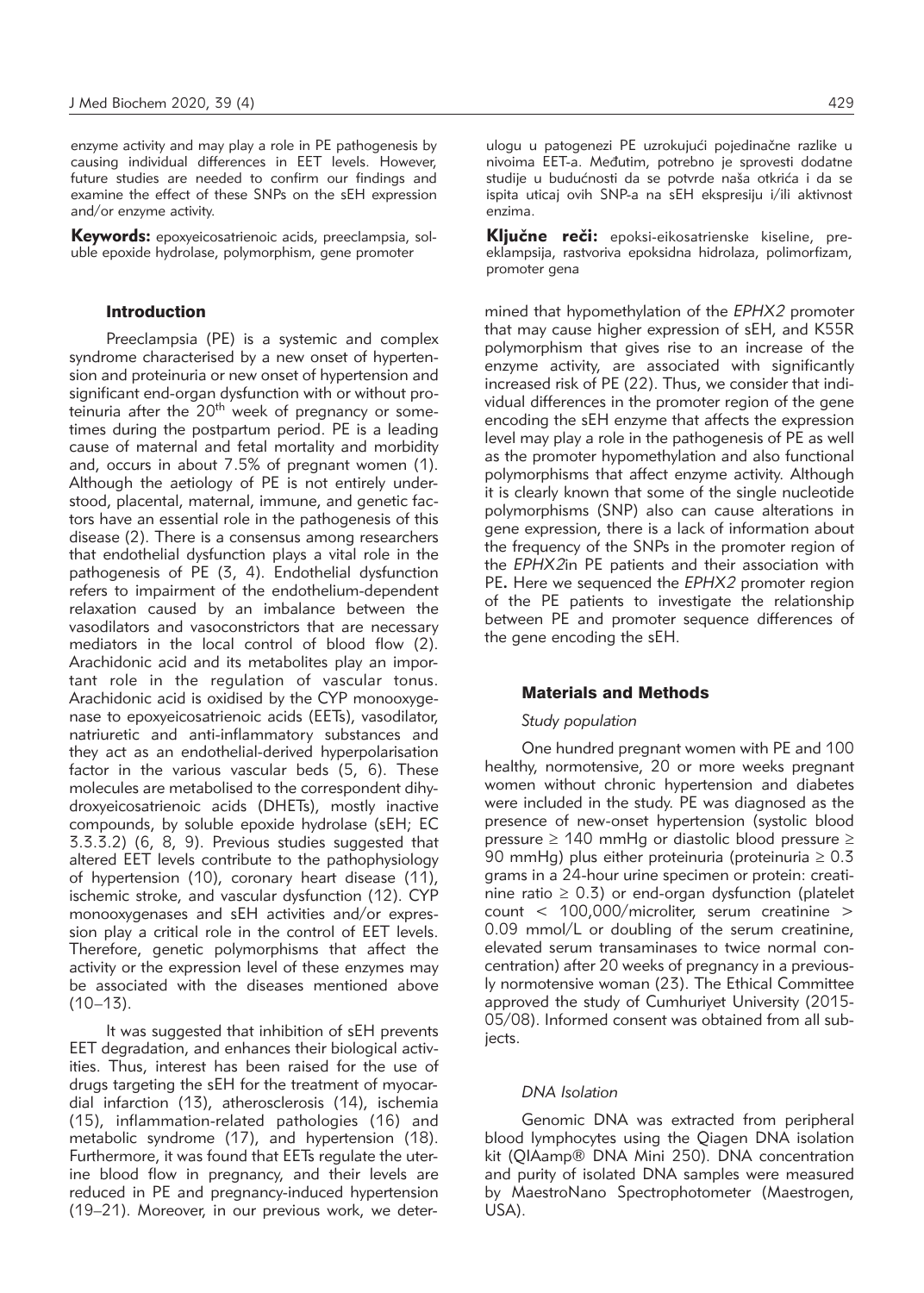enzyme activity and may play a role in PE pathogenesis by causing individual differences in EET levels. However, future studies are needed to confirm our findings and examine the effect of these SNPs on the sEH expression and/or enzyme activity.

**Keywords:** epoxyeicosatrienoic acids, preeclampsia, soluble epoxide hydrolase, polymorphism, gene promoter

ulogu u patogenezi PE uzrokujući pojedinačne razlike u nivoima EET-a. Međutim, potrebno je sprovesti dodatne studije u budućnosti da se potvrde naša otkrića i da se ispita uticaj ovih SNP-a na sEH ekspresiju i/ili aktivnost enzima.

**Ključne reči:** epoksi-eikosatrienske kiseline, preeklampsija, rastvoriva epoksidna hidrolaza, polimorfizam, promoter gena

## Introduction

Preeclampsia (PE) is a systemic and complex syndrome characterised by a new onset of hypertension and proteinuria or new onset of hypertension and significant end-organ dysfunction with or without proteinuria after the 20$^{th}$ week of pregnancy or sometimes during the postpartum period. PE is a leading cause of maternal and fetal mortality and morbidity and, occurs in about 7.5% of pregnant women (1). Although the aetiology of PE is not entirely understood, placental, maternal, immune, and genetic factors have an essential role in the pathogenesis of this disease (2). There is a consensus among researchers that endothelial dysfunction plays a vital role in the pathogenesis of PE (3, 4). Endothelial dysfunction refers to impairment of the endothelium-dependent relaxation caused by an imbalance between the vasodilators and vasoconstrictors that are necessary mediators in the local control of blood flow (2). Arachidonic acid and its metabolites play an important role in the regulation of vascular tonus. Arachidonic acid is oxidised by the CYP monooxygenase to epoxyeicosatrienoic acids (EETs), vasodilator, natriuretic and anti-inflammatory substances and they act as an endothelial-derived hyperpolarisation factor in the various vascular beds (5, 6). These molecules are metabolised to the correspondent dihydroxyeicosatrienoic acids (DHETs), mostly inactive compounds, by soluble epoxide hydrolase (sEH; EC 3.3.3.2) (6, 8, 9). Previous studies suggested that altered EET levels contribute to the pathophysiology of hypertension (10), coronary heart disease (11), ischemic stroke, and vascular dysfunction (12). CYP monooxygenases and sEH activities and/or expression play a critical role in the control of EET levels. Therefore, genetic polymorphisms that affect the activity or the expression level of these enzymes may be associated with the diseases mentioned above (10–13).

It was suggested that inhibition of sEH prevents EET degradation, and enhances their biological activities. Thus, interest has been raised for the use of drugs targeting the sEH for the treatment of myocardial infarction (13), atherosclerosis (14), ischemia (15), inflammation-related pathologies (16) and metabolic syndrome (17), and hypertension (18). Furthermore, it was found that EETs regulate the uterine blood flow in pregnancy, and their levels are reduced in PE and pregnancy-induced hypertension (19–21). Moreover, in our previous work, we determined that hypomethylation of the *EPHX2* promoter that may cause higher expression of sEH, and K55R polymorphism that gives rise to an increase of the enzyme activity, are associated with significantly increased risk of PE (22). Thus, we consider that individual differences in the promoter region of the gene encoding the sEH enzyme that affects the expression level may play a role in the pathogenesis of PE as well as the promoter hypomethylation and also functional polymorphisms that affect enzyme activity. Although it is clearly known that some of the single nucleotide polymorphisms (SNP) also can cause alterations in gene expression, there is a lack of information about the frequency of the SNPs in the promoter region of the *EPHX2*in PE patients and their association with PE**.** Here we sequenced the *EPHX2* promoter region of the PE patients to investigate the relationship between PE and promoter sequence differences of the gene encoding the sEH.

## Materials and Methods

### *Study population*

One hundred pregnant women with PE and 100 healthy, normotensive, 20 or more weeks pregnant women without chronic hypertension and diabetes were included in the study. PE was diagnosed as the presence of new-onset hypertension (systolic blood pressure ≥ 140 mmHg or diastolic blood pressure ≥ 90 mmHg) plus either proteinuria (proteinuria ≥ 0.3 grams in a 24-hour urine specimen or protein: creatinine ratio ≥ 0.3) or end-organ dysfunction (platelet count < 100,000/microliter, serum creatinine > 0.09 mmol/L or doubling of the serum creatinine, elevated serum transaminases to twice normal concentration) after 20 weeks of pregnancy in a previously normotensive woman (23). The Ethical Committee approved the study of Cumhuriyet University (2015-05/08). Informed consent was obtained from all subjects.

### *DNA Isolation*

Genomic DNA was extracted from peripheral blood lymphocytes using the Qiagen DNA isolation kit (QIAamp® DNA Mini 250). DNA concentration and purity of isolated DNA samples were measured by MaestroNano Spectrophotometer (Maestrogen, USA).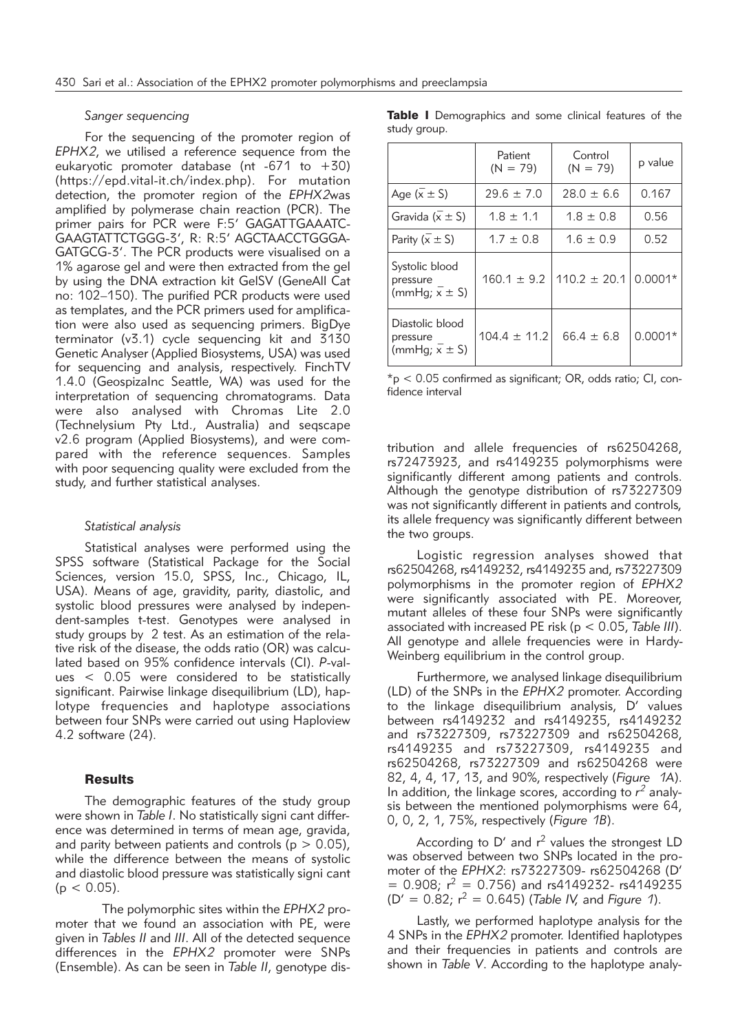*Sanger sequencing*

For the sequencing of the promoter region of *EPHX2*, we utilised a reference sequence from the eukaryotic promoter database (nt -671 to +30) (https://epd.vital-it.ch/index.php). For mutation detection, the promoter region of the *EPHX2*was amplified by polymerase chain reaction (PCR). The primer pairs for PCR were F:5' GAGATTGAAATC-GAAGTATTCTGGG-3', R: R:5' AGCTAACCTGGGA-GATGCG-3'. The PCR products were visualised on a 1% agarose gel and were then extracted from the gel by using the DNA extraction kit GelSV (GeneAll Cat no: 102–150). The purified PCR products were used as templates, and the PCR primers used for amplification were also used as sequencing primers. BigDye terminator (v3.1) cycle sequencing kit and 3130 Genetic Analyser (Applied Biosystems, USA) was used for sequencing and analysis, respectively. FinchTV 1.4.0 (GeospizaInc Seattle, WA) was used for the interpretation of sequencing chromatograms. Data were also analysed with Chromas Lite 2.0 (Technelysium Pty Ltd., Australia) and seqscape v2.6 program (Applied Biosystems), and were compared with the reference sequences. Samples with poor sequencing quality were excluded from the study, and further statistical analyses.

*Statistical analysis*

Statistical analyses were performed using the SPSS software (Statistical Package for the Social Sciences, version 15.0, SPSS, Inc., Chicago, IL, USA). Means of age, gravidity, parity, diastolic, and systolic blood pressures were analysed by independent-samples t-test. Genotypes were analysed in study groups by 2 test. As an estimation of the relative risk of the disease, the odds ratio (OR) was calculated based on 95% confidence intervals (CI). *P*-values < 0.05 were considered to be statistically significant. Pairwise linkage disequilibrium (LD), haplotype frequencies and haplotype associations between four SNPs were carried out using Haploview 4.2 software (24).

## Results

The demographic features of the study group were shown in *Table I*. No statistically signi cant difference was determined in terms of mean age, gravida, and parity between patients and controls ($p > 0.05$), while the difference between the means of systolic and diastolic blood pressure was statistically signi cant ($p < 0.05$).

The polymorphic sites within the *EPHX2* promoter that we found an association with PE, were given in *Tables II* and *III*. All of the detected sequence differences in the *EPHX2* promoter were SNPs (Ensemble). As can be seen in *Table II*, genotype distribution and allele frequencies of rs62504268, rs72473923, and rs4149235 polymorphisms were significantly different among patients and controls. Although the genotype distribution of rs73227309 was not significantly different in patients and controls, its allele frequency was significantly different between the two groups.

Logistic regression analyses showed that rs62504268, rs4149232, rs4149235 and, rs73227309 polymorphisms in the promoter region of *EPHX2* were significantly associated with PE. Moreover, mutant alleles of these four SNPs were significantly associated with increased PE risk ($p < 0.05$, *Table III*). All genotype and allele frequencies were in Hardy-Weinberg equilibrium in the control group.

Furthermore, we analysed linkage disequilibrium (LD) of the SNPs in the *EPHX2* promoter. According to the linkage disequilibrium analysis, D' values between rs4149232 and rs4149235, rs4149232 and rs73227309, rs73227309 and rs62504268, rs4149235 and rs73227309, rs4149235 and rs62504268, rs73227309 and rs62504268 were 82, 4, 4, 17, 13, and 90%, respectively (*Figure 1A*). In addition, the linkage scores, according to $r^2$ analysis between the mentioned polymorphisms were 64, 0, 0, 2, 1, 75%, respectively (*Figure 1B*).

According to D' and $r^2$ values the strongest LD was observed between two SNPs located in the promoter of the *EPHX2*: rs73227309- rs62504268 (D' = 0.908; $r^2$ = 0.756) and rs4149232- rs4149235 (D' = 0.82; $r^2$ = 0.645) (*Table IV*, and *Figure 1*).

Lastly, we performed haplotype analysis for the 4 SNPs in the *EPHX2* promoter. Identified haplotypes and their frequencies in patients and controls are shown in *Table V*. According to the haplotype analy-

**Table I** Demographics and some clinical features of the study group.

| | Patient (N = 79) | Control (N = 79) | p value |
|---|---|---|---|
| Age ($\bar{x} \pm S$) | 29.6 ± 7.0 | 28.0 ± 6.6 | 0.167 |
| Gravida ($\bar{x} \pm S$) | 1.8 ± 1.1 | 1.8 ± 0.8 | 0.56 |
| Parity ($\bar{x} \pm S$) | 1.7 ± 0.8 | 1.6 ± 0.9 | 0.52 |
| Systolic blood pressure (mmHg; $\bar{x} \pm S$) | 160.1 ± 9.2 | 110.2 ± 20.1 | 0.0001* |
| Diastolic blood pressure (mmHg; $\bar{x} \pm S$) | 104.4 ± 11.2 | 66.4 ± 6.8 | 0.0001* |

*$p < 0.05$ confirmed as significant; OR, odds ratio; CI, confidence interval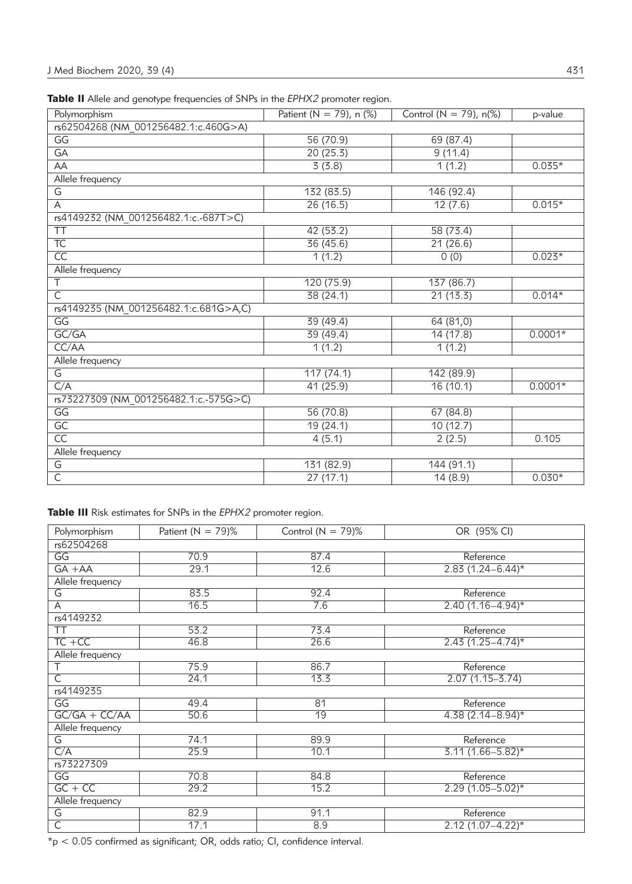**Table II** Allele and genotype frequencies of SNPs in the *EPHX2* promoter region.

| Polymorphism | Patient (N = 79), n (%) | Control (N = 79), n(%) | p-value |
|---|---|---|---|
| rs62504268 (NM_001256482.1:c.460G>A) | | | |
| GG | 56 (70.9) | 69 (87.4) | |
| GA | 20 (25.3) | 9 (11.4) | |
| AA | 3 (3.8) | 1 (1.2) | 0.035* |
| Allele frequency | | | |
| G | 132 (83.5) | 146 (92.4) | |
| A | 26 (16.5) | 12 (7.6) | 0.015* |
| rs4149232 (NM_001256482.1:c.-687T>C) | | | |
| TT | 42 (53.2) | 58 (73.4) | |
| TC | 36 (45.6) | 21 (26.6) | |
| CC | 1 (1.2) | 0 (0) | 0.023* |
| Allele frequency | | | |
| T | 120 (75.9) | 137 (86.7) | |
| C | 38 (24.1) | 21 (13.3) | 0.014* |
| rs4149235 (NM_001256482.1:c.681G>A,C) | | | |
| GG | 39 (49.4) | 64 (81,0) | |
| GC/GA | 39 (49.4) | 14 (17.8) | 0.0001* |
| CC/AA | 1 (1.2) | 1 (1.2) | |
| Allele frequency | | | |
| G | 117 (74.1) | 142 (89.9) | |
| C/A | 41 (25.9) | 16 (10.1) | 0.0001* |
| rs73227309 (NM_001256482.1:c.-575G>C) | | | |
| GG | 56 (70.8) | 67 (84.8) | |
| GC | 19 (24.1) | 10 (12.7) | |
| CC | 4 (5.1) | 2 (2.5) | 0.105 |
| Allele frequency | | | |
| G | 131 (82.9) | 144 (91.1) | |
| C | 27 (17.1) | 14 (8.9) | 0.030* |

**Table III** Risk estimates for SNPs in the *EPHX2* promoter region.

| Polymorphism | Patient (N = 79)% | Control (N = 79)% | OR (95% CI) |
|---|---|---|---|
| rs62504268 | | | |
| GG | 70.9 | 87.4 | Reference |
| GA +AA | 29.1 | 12.6 | 2.83 (1.24–6.44)* |
| Allele frequency | | | |
| G | 83.5 | 92.4 | Reference |
| A | 16.5 | 7.6 | 2.40 (1.16–4.94)* |
| rs4149232 | | | |
| TT | 53.2 | 73.4 | Reference |
| TC +CC | 46.8 | 26.6 | 2.43 (1.25–4.74)* |
| Allele frequency | | | |
| T | 75.9 | 86.7 | Reference |
| C | 24.1 | 13.3 | 2.07 (1.15–3.74) |
| rs4149235 | | | |
| GG | 49.4 | 81 | Reference |
| GC/GA + CC/AA | 50.6 | 19 | 4.38 (2.14–8.94)* |
| Allele frequency | | | |
| G | 74.1 | 89.9 | Reference |
| C/A | 25.9 | 10.1 | 3.11 (1.66–5.82)* |
| rs73227309 | | | |
| GG | 70.8 | 84.8 | Reference |
| GC + CC | 29.2 | 15.2 | 2.29 (1.05–5.02)* |
| Allele frequency | | | |
| G | 82.9 | 91.1 | Reference |
| C | 17.1 | 8.9 | 2.12 (1.07–4.22)* |

*$p < 0.05$ confirmed as significant; OR, odds ratio; CI, confidence interval.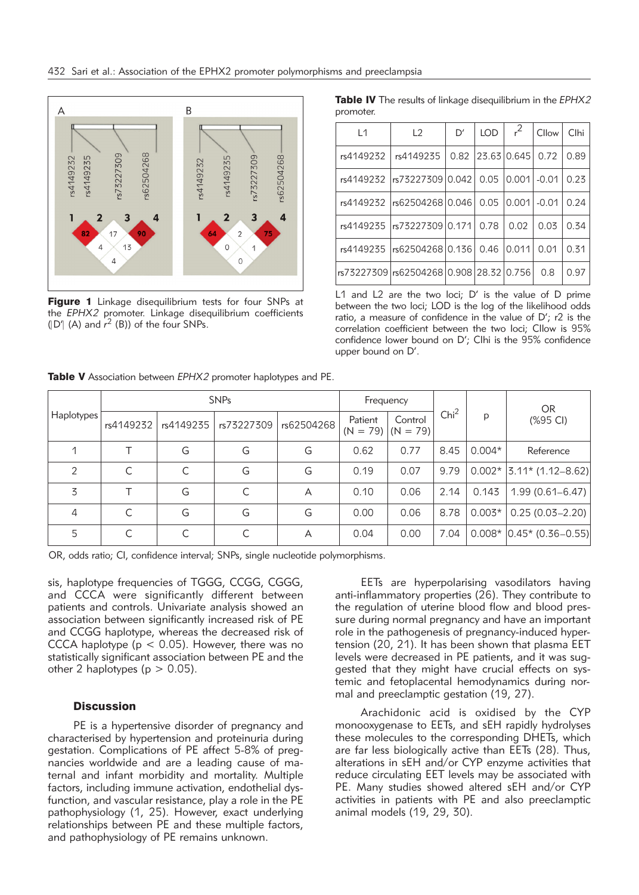Figure 1 Linkage disequilibrium tests for four SNPs at the *EPHX2* promoter. Linkage disequilibrium coefficients (|D'| (A) and $r^2$ (B)) of the four SNPs.

**Table IV** The results of linkage disequilibrium in the *EPHX2* promoter.

| L1 | L2 | D' | LOD | $r^2$ | CIlow | CIhi |
|---|---|---|---|---|---|---|
| rs4149232 | rs4149235 | 0.82 | 23.63 | 0.645 | 0.72 | 0.89 |
| rs4149232 | rs73227309 | 0.042 | 0.05 | 0.001 | -0.01 | 0.23 |
| rs4149232 | rs62504268 | 0.046 | 0.05 | 0.001 | -0.01 | 0.24 |
| rs4149235 | rs73227309 | 0.171 | 0.78 | 0.02 | 0.03 | 0.34 |
| rs4149235 | rs62504268 | 0.136 | 0.46 | 0.011 | 0.01 | 0.31 |
| rs73227309 | rs62504268 | 0.908 | 28.32 | 0.756 | 0.8 | 0.97 |

L1 and L2 are the two loci; D' is the value of D prime between the two loci; LOD is the log of the likelihood odds ratio, a measure of confidence in the value of D'; r2 is the correlation coefficient between the two loci; CIlow is 95% confidence lower bound on D'; CIhi is the 95% confidence upper bound on D'.

**Table V** Association between *EPHX2* promoter haplotypes and PE.

| Haplotypes | SNPs | | | | Frequency | | $Chi^2$ | p | OR (%95 CI) |
|---|---|---|---|---|---|---|---|---|---|
| | rs4149232 | rs4149235 | rs73227309 | rs62504268 | Patient (N = 79) | Control (N = 79) | | | |
| 1 | T | G | G | G | 0.62 | 0.77 | 8.45 | 0.004* | Reference |
| 2 | C | C | G | G | 0.19 | 0.07 | 9.79 | 0.002* | 3.11* (1.12–8.62) |
| 3 | T | G | C | A | 0.10 | 0.06 | 2.14 | 0.143 | 1.99 (0.61–6.47) |
| 4 | C | G | G | G | 0.00 | 0.06 | 8.78 | 0.003* | 0.25 (0.03–2.20) |
| 5 | C | C | C | A | 0.04 | 0.00 | 7.04 | 0.008* | 0.45* (0.36–0.55) |

OR, odds ratio; CI, confidence interval; SNPs, single nucleotide polymorphisms.

sis, haplotype frequencies of TGGG, CCGG, CGGG, and CCCA were significantly different between patients and controls. Univariate analysis showed an association between significantly increased risk of PE and CCGG haplotype, whereas the decreased risk of CCCA haplotype ($p < 0.05$). However, there was no statistically significant association between PE and the other 2 haplotypes ($p > 0.05$).

## Discussion

PE is a hypertensive disorder of pregnancy and characterised by hypertension and proteinuria during gestation. Complications of PE affect 5-8% of pregnancies worldwide and are a leading cause of maternal and infant morbidity and mortality. Multiple factors, including immune activation, endothelial dysfunction, and vascular resistance, play a role in the PE pathophysiology (1, 25). However, exact underlying relationships between PE and these multiple factors, and pathophysiology of PE remains unknown.

EETs are hyperpolarising vasodilators having anti-inflammatory properties (26). They contribute to the regulation of uterine blood flow and blood pressure during normal pregnancy and have an important role in the pathogenesis of pregnancy-induced hypertension (20, 21). It has been shown that plasma EET levels were decreased in PE patients, and it was suggested that they might have crucial effects on systemic and fetoplacental hemodynamics during normal and preeclamptic gestation (19, 27).

Arachidonic acid is oxidised by the CYP monooxygenase to EETs, and sEH rapidly hydrolyses these molecules to the corresponding DHETs, which are far less biologically active than EETs (28). Thus, alterations in sEH and/or CYP enzyme activities that reduce circulating EET levels may be associated with PE. Many studies showed altered sEH and/or CYP activities in patients with PE and also preeclamptic animal models (19, 29, 30).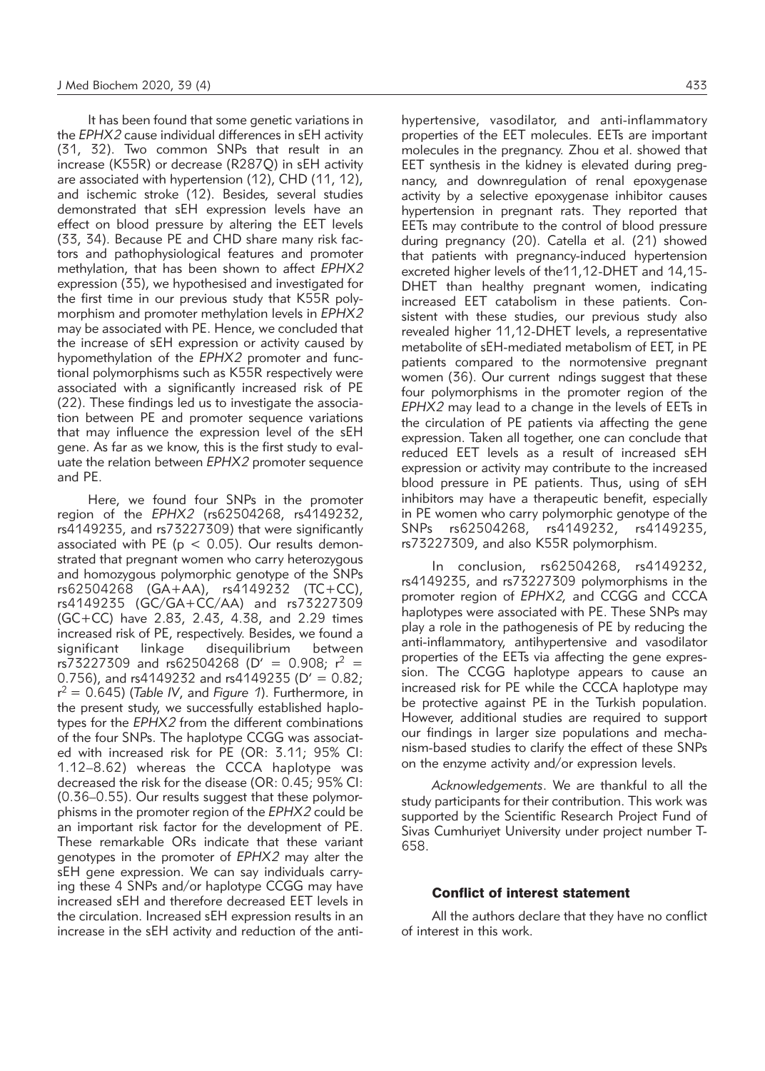It has been found that some genetic variations in the *EPHX2* cause individual differences in sEH activity (31, 32). Two common SNPs that result in an increase (K55R) or decrease (R287Q) in sEH activity are associated with hypertension (12), CHD (11, 12), and ischemic stroke (12). Besides, several studies demonstrated that sEH expression levels have an effect on blood pressure by altering the EET levels (33, 34). Because PE and CHD share many risk factors and pathophysiological features and promoter methylation, that has been shown to affect *EPHX2* expression (35), we hypothesised and investigated for the first time in our previous study that K55R polymorphism and promoter methylation levels in *EPHX2* may be associated with PE. Hence, we concluded that the increase of sEH expression or activity caused by hypomethylation of the *EPHX2* promoter and functional polymorphisms such as K55R respectively were associated with a significantly increased risk of PE (22). These findings led us to investigate the association between PE and promoter sequence variations that may influence the expression level of the sEH gene. As far as we know, this is the first study to evaluate the relation between *EPHX2* promoter sequence and PE.

Here, we found four SNPs in the promoter region of the *EPHX2* (rs62504268, rs4149232, rs4149235, and rs73227309) that were significantly associated with PE ($p < 0.05$). Our results demonstrated that pregnant women who carry heterozygous and homozygous polymorphic genotype of the SNPs rs62504268 (GA+AA), rs4149232 (TC+CC), rs4149235 (GC/GA+CC/AA) and rs73227309 (GC+CC) have 2.83, 2.43, 4.38, and 2.29 times increased risk of PE, respectively. Besides, we found a significant linkage disequilibrium between rs73227309 and rs62504268 ($D' = 0.908$; $r^2 = 0.756$), and rs4149232 and rs4149235 ($D' = 0.82$; $r^2 = 0.645$) (*Table IV*, and *Figure 1*). Furthermore, in the present study, we successfully established haplotypes for the *EPHX2* from the different combinations of the four SNPs. The haplotype CCGG was associated with increased risk for PE (OR: 3.11; 95% CI: 1.12–8.62) whereas the CCCA haplotype was decreased the risk for the disease (OR: 0.45; 95% CI: (0.36–0.55). Our results suggest that these polymorphisms in the promoter region of the *EPHX2* could be an important risk factor for the development of PE. These remarkable ORs indicate that these variant genotypes in the promoter of *EPHX2* may alter the sEH gene expression. We can say individuals carrying these 4 SNPs and/or haplotype CCGG may have increased sEH and therefore decreased EET levels in the circulation. Increased sEH expression results in an increase in the sEH activity and reduction of the antihypertensive, vasodilator, and anti-inflammatory properties of the EET molecules. EETs are important molecules in the pregnancy. Zhou et al. showed that EET synthesis in the kidney is elevated during pregnancy, and downregulation of renal epoxygenase activity by a selective epoxygenase inhibitor causes hypertension in pregnant rats. They reported that EETs may contribute to the control of blood pressure during pregnancy (20). Catella et al. (21) showed that patients with pregnancy-induced hypertension excreted higher levels of the11,12-DHET and 14,15-DHET than healthy pregnant women, indicating increased EET catabolism in these patients. Consistent with these studies, our previous study also revealed higher 11,12-DHET levels, a representative metabolite of sEH-mediated metabolism of EET, in PE patients compared to the normotensive pregnant women (36). Our current ndings suggest that these four polymorphisms in the promoter region of the *EPHX2* may lead to a change in the levels of EETs in the circulation of PE patients via affecting the gene expression. Taken all together, one can conclude that reduced EET levels as a result of increased sEH expression or activity may contribute to the increased blood pressure in PE patients. Thus, using of sEH inhibitors may have a therapeutic benefit, especially in PE women who carry polymorphic genotype of the SNPs rs62504268, rs4149232, rs4149235, rs73227309, and also K55R polymorphism.

In conclusion, rs62504268, rs4149232, rs4149235, and rs73227309 polymorphisms in the promoter region of *EPHX2*, and CCGG and CCCA haplotypes were associated with PE. These SNPs may play a role in the pathogenesis of PE by reducing the anti-inflammatory, antihypertensive and vasodilator properties of the EETs via affecting the gene expression. The CCGG haplotype appears to cause an increased risk for PE while the CCCA haplotype may be protective against PE in the Turkish population. However, additional studies are required to support our findings in larger size populations and mechanism-based studies to clarify the effect of these SNPs on the enzyme activity and/or expression levels.

*Acknowledgements*. We are thankful to all the study participants for their contribution. This work was supported by the Scientific Research Project Fund of Sivas Cumhuriyet University under project number T-658.

### Conflict of interest statement

All the authors declare that they have no conflict of interest in this work.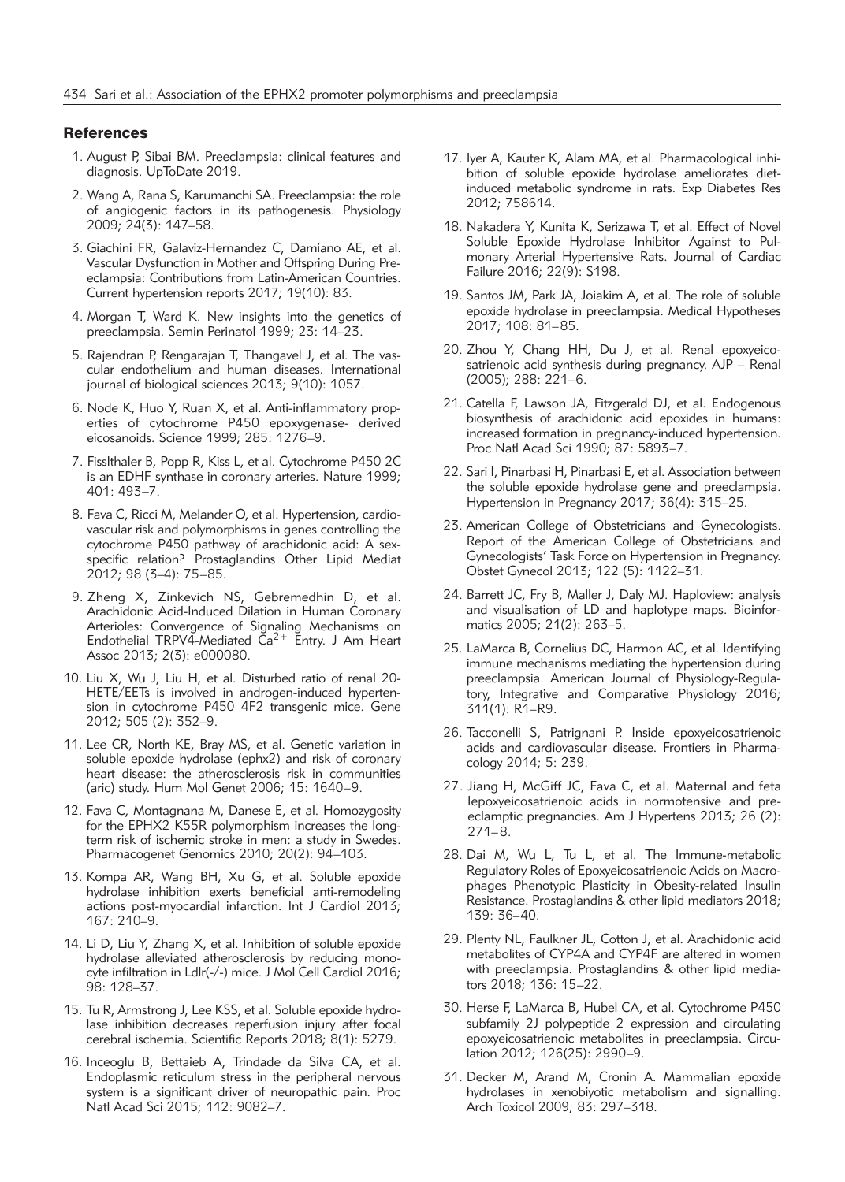## References

1. August P, Sibai BM. Preeclampsia: clinical features and diagnosis. UpToDate 2019.
2. Wang A, Rana S, Karumanchi SA. Preeclampsia: the role of angiogenic factors in its pathogenesis. Physiology 2009; 24(3): 147–58.
3. Giachini FR, Galaviz-Hernandez C, Damiano AE, et al. Vascular Dysfunction in Mother and Offspring During Preeclampsia: Contributions from Latin-American Countries. Current hypertension reports 2017; 19(10): 83.
4. Morgan T, Ward K. New insights into the genetics of preeclampsia. Semin Perinatol 1999; 23: 14–23.
5. Rajendran P, Rengarajan T, Thangavel J, et al. The vascular endothelium and human diseases. International journal of biological sciences 2013; 9(10): 1057.
6. Node K, Huo Y, Ruan X, et al. Anti-inflammatory properties of cytochrome P450 epoxygenase- derived eicosanoids. Science 1999; 285: 1276–9.
7. Fisslthaler B, Popp R, Kiss L, et al. Cytochrome P450 2C is an EDHF synthase in coronary arteries. Nature 1999; 401: 493–7.
8. Fava C, Ricci M, Melander O, et al. Hypertension, cardiovascular risk and polymorphisms in genes controlling the cytochrome P450 pathway of arachidonic acid: A sex-specific relation? Prostaglandins Other Lipid Mediat 2012; 98 (3–4): 75–85.
9. Zheng X, Zinkevich NS, Gebremedhin D, et al. Arachidonic Acid-Induced Dilation in Human Coronary Arterioles: Convergence of Signaling Mechanisms on Endothelial TRPV4-Mediated $Ca^{2+}$ Entry. J Am Heart Assoc 2013; 2(3): e000080.
10. Liu X, Wu J, Liu H, et al. Disturbed ratio of renal 20-HETE/EETs is involved in androgen-induced hypertension in cytochrome P450 4F2 transgenic mice. Gene 2012; 505 (2): 352–9.
11. Lee CR, North KE, Bray MS, et al. Genetic variation in soluble epoxide hydrolase (ephx2) and risk of coronary heart disease: the atherosclerosis risk in communities (aric) study. Hum Mol Genet 2006; 15: 1640–9.
12. Fava C, Montagnana M, Danese E, et al. Homozygosity for the EPHX2 K55R polymorphism increases the long-term risk of ischemic stroke in men: a study in Swedes. Pharmacogenet Genomics 2010; 20(2): 94–103.
13. Kompa AR, Wang BH, Xu G, et al. Soluble epoxide hydrolase inhibition exerts beneficial anti-remodeling actions post-myocardial infarction. Int J Cardiol 2013; 167: 210–9.
14. Li D, Liu Y, Zhang X, et al. Inhibition of soluble epoxide hydrolase alleviated atherosclerosis by reducing monocyte infiltration in Ldlr(-/-) mice. J Mol Cell Cardiol 2016; 98: 128–37.
15. Tu R, Armstrong J, Lee KSS, et al. Soluble epoxide hydrolase inhibition decreases reperfusion injury after focal cerebral ischemia. Scientific Reports 2018; 8(1): 5279.
16. Inceoglu B, Bettaieb A, Trindade da Silva CA, et al. Endoplasmic reticulum stress in the peripheral nervous system is a significant driver of neuropathic pain. Proc Natl Acad Sci 2015; 112: 9082–7.
17. Iyer A, Kauter K, Alam MA, et al. Pharmacological inhibition of soluble epoxide hydrolase ameliorates diet-induced metabolic syndrome in rats. Exp Diabetes Res 2012; 758614.
18. Nakadera Y, Kunita K, Serizawa T, et al. Effect of Novel Soluble Epoxide Hydrolase Inhibitor Against to Pulmonary Arterial Hypertensive Rats. Journal of Cardiac Failure 2016; 22(9): S198.
19. Santos JM, Park JA, Joiakim A, et al. The role of soluble epoxide hydrolase in preeclampsia. Medical Hypotheses 2017; 108: 81–85.
20. Zhou Y, Chang HH, Du J, et al. Renal epoxyeicosatrienoic acid synthesis during pregnancy. AJP – Renal (2005); 288: 221–6.
21. Catella F, Lawson JA, Fitzgerald DJ, et al. Endogenous biosynthesis of arachidonic acid epoxides in humans: increased formation in pregnancy-induced hypertension. Proc Natl Acad Sci 1990; 87: 5893–7.
22. Sari I, Pinarbasi H, Pinarbasi E, et al. Association between the soluble epoxide hydrolase gene and preeclampsia. Hypertension in Pregnancy 2017; 36(4): 315–25.
23. American College of Obstetricians and Gynecologists. Report of the American College of Obstetricians and Gynecologists' Task Force on Hypertension in Pregnancy. Obstet Gynecol 2013; 122 (5): 1122–31.
24. Barrett JC, Fry B, Maller J, Daly MJ. Haploview: analysis and visualisation of LD and haplotype maps. Bioinformatics 2005; 21(2): 263–5.
25. LaMarca B, Cornelius DC, Harmon AC, et al. Identifying immune mechanisms mediating the hypertension during preeclampsia. American Journal of Physiology-Regulatory, Integrative and Comparative Physiology 2016; 311(1): R1–R9.
26. Tacconelli S, Patrignani P. Inside epoxyeicosatrienoic acids and cardiovascular disease. Frontiers in Pharmacology 2014; 5: 239.
27. Jiang H, McGiff JC, Fava C, et al. Maternal and feta lepoxyeicosatrienoic acids in normotensive and preeclamptic pregnancies. Am J Hypertens 2013; 26 (2): 271–8.
28. Dai M, Wu L, Tu L, et al. The Immune-metabolic Regulatory Roles of Epoxyeicosatrienoic Acids on Macrophages Phenotypic Plasticity in Obesity-related Insulin Resistance. Prostaglandins & other lipid mediators 2018; 139: 36–40.
29. Plenty NL, Faulkner JL, Cotton J, et al. Arachidonic acid metabolites of CYP4A and CYP4F are altered in women with preeclampsia. Prostaglandins & other lipid mediators 2018; 136: 15–22.
30. Herse F, LaMarca B, Hubel CA, et al. Cytochrome P450 subfamily 2J polypeptide 2 expression and circulating epoxyeicosatrienoic metabolites in preeclampsia. Circulation 2012; 126(25): 2990–9.
31. Decker M, Arand M, Cronin A. Mammalian epoxide hydrolases in xenobiyotic metabolism and signalling. Arch Toxicol 2009; 83: 297–318.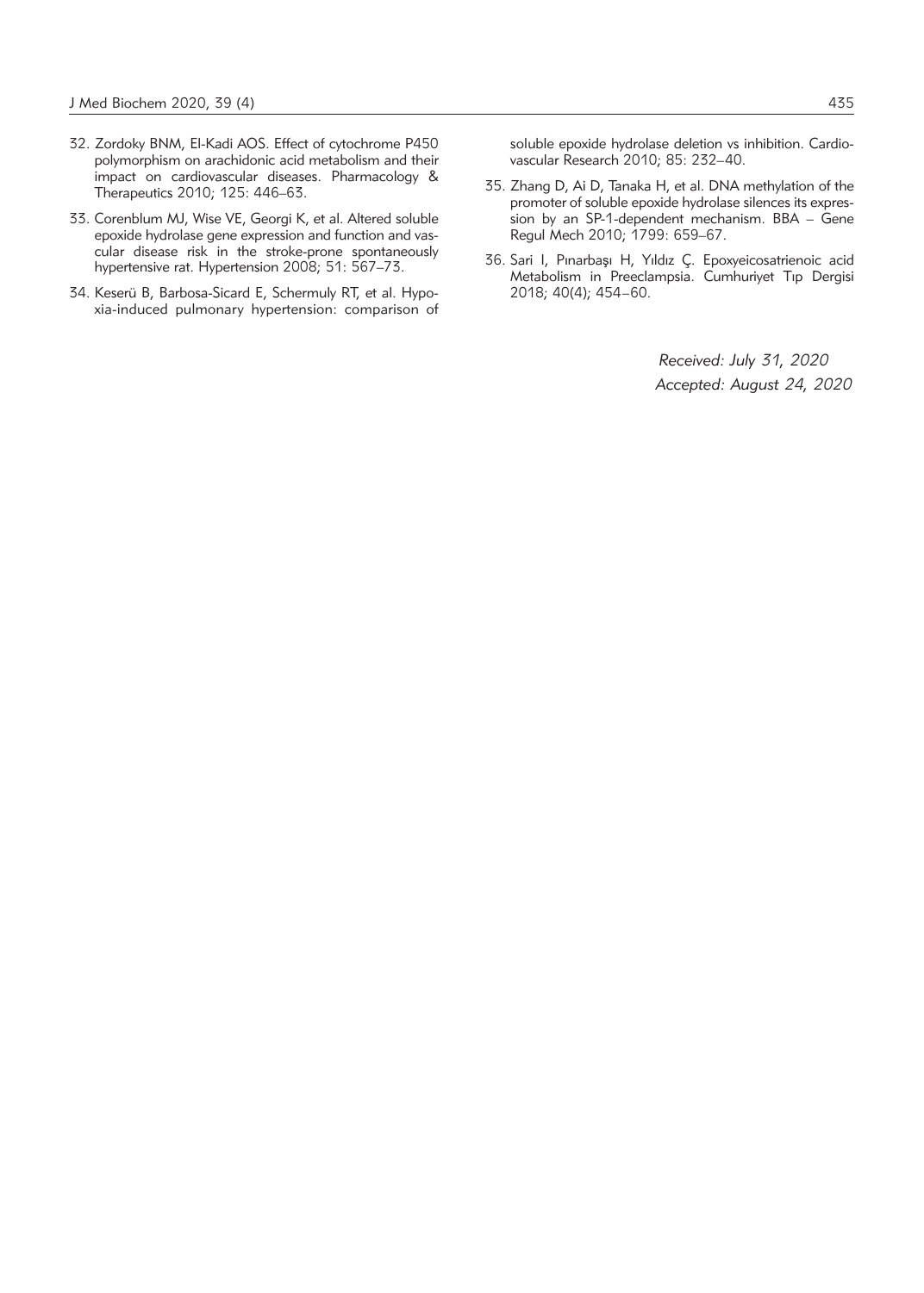32. Zordoky BNM, El-Kadi AOS. Effect of cytochrome P450 polymorphism on arachidonic acid metabolism and their impact on cardiovascular diseases. Pharmacology & Therapeutics 2010; 125: 446–63.
33. Corenblum MJ, Wise VE, Georgi K, et al. Altered soluble epoxide hydrolase gene expression and function and vascular disease risk in the stroke-prone spontaneously hypertensive rat. Hypertension 2008; 51: 567–73.
34. Keserü B, Barbosa-Sicard E, Schermuly RT, et al. Hypoxia-induced pulmonary hypertension: comparison of soluble epoxide hydrolase deletion vs inhibition. Cardiovascular Research 2010; 85: 232–40.
35. Zhang D, Ai D, Tanaka H, et al. DNA methylation of the promoter of soluble epoxide hydrolase silences its expression by an SP-1-dependent mechanism. BBA – Gene Regul Mech 2010; 1799: 659–67.
36. Sari I, Pınarbaşı H, Yıldız Ç. Epoxyeicosatrienoic acid Metabolism in Preeclampsia. Cumhuriyet Tıp Dergisi 2018; 40(4); 454–60.

*Received: July 31, 2020*
*Accepted: August 24, 2020*